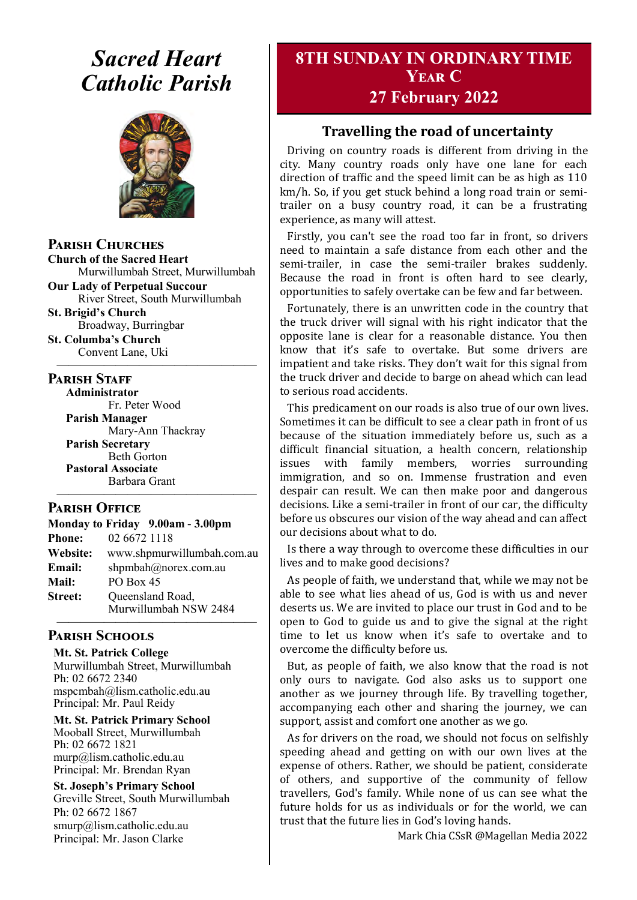# Sacred Heart Catholic Parish

## Parish Churches

**Church of the Sacred Heart**
Murwillumbah Street, Murwillumbah

**Our Lady of Perpetual Succour**
River Street, South Murwillumbah

**St. Brigid's Church**
Broadway, Burringbar

**St. Columba's Church**
Convent Lane, Uki

## Parish Staff

**Administrator**
Fr. Peter Wood

**Parish Manager**
Mary-Ann Thackray

**Parish Secretary**
Beth Gorton

**Pastoral Associate**
Barbara Grant

## Parish Office

**Monday to Friday 9.00am - 3.00pm**

**Phone:** 02 6672 1118
**Website:** www.shpmurwillumbah.com.au
**Email:** shpmbah@norex.com.au
**Mail:** PO Box 45
**Street:** Queensland Road, Murwillumbah NSW 2484

## Parish Schools

**Mt. St. Patrick College**
Murwillumbah Street, Murwillumbah
Ph: 02 6672 2340
mspcmbah@lism.catholic.edu.au
Principal: Mr. Paul Reidy

**Mt. St. Patrick Primary School**
Mooball Street, Murwillumbah
Ph: 02 6672 1821
murp@lism.catholic.edu.au
Principal: Mr. Brendan Ryan

**St. Joseph's Primary School**
Greville Street, South Murwillumbah
Ph: 02 6672 1867
smurp@lism.catholic.edu.au
Principal: Mr. Jason Clarke

# 8TH SUNDAY IN ORDINARY TIME
## YEAR C
## 27 February 2022

## Travelling the road of uncertainty

Driving on country roads is different from driving in the city. Many country roads only have one lane for each direction of traffic and the speed limit can be as high as 110 km/h. So, if you get stuck behind a long road train or semi-trailer on a busy country road, it can be a frustrating experience, as many will attest.

Firstly, you can't see the road too far in front, so drivers need to maintain a safe distance from each other and the semi-trailer, in case the semi-trailer brakes suddenly. Because the road in front is often hard to see clearly, opportunities to safely overtake can be few and far between.

Fortunately, there is an unwritten code in the country that the truck driver will signal with his right indicator that the opposite lane is clear for a reasonable distance. You then know that it's safe to overtake. But some drivers are impatient and take risks. They don't wait for this signal from the truck driver and decide to barge on ahead which can lead to serious road accidents.

This predicament on our roads is also true of our own lives. Sometimes it can be difficult to see a clear path in front of us because of the situation immediately before us, such as a difficult financial situation, a health concern, relationship issues with family members, worries surrounding immigration, and so on. Immense frustration and even despair can result. We can then make poor and dangerous decisions. Like a semi-trailer in front of our car, the difficulty before us obscures our vision of the way ahead and can affect our decisions about what to do.

Is there a way through to overcome these difficulties in our lives and to make good decisions?

As people of faith, we understand that, while we may not be able to see what lies ahead of us, God is with us and never deserts us. We are invited to place our trust in God and to be open to God to guide us and to give the signal at the right time to let us know when it's safe to overtake and to overcome the difficulty before us.

But, as people of faith, we also know that the road is not only ours to navigate. God also asks us to support one another as we journey through life. By travelling together, accompanying each other and sharing the journey, we can support, assist and comfort one another as we go.

As for drivers on the road, we should not focus on selfishly speeding ahead and getting on with our own lives at the expense of others. Rather, we should be patient, considerate of others, and supportive of the community of fellow travellers, God's family. While none of us can see what the future holds for us as individuals or for the world, we can trust that the future lies in God's loving hands.

Mark Chia CSsR @Magellan Media 2022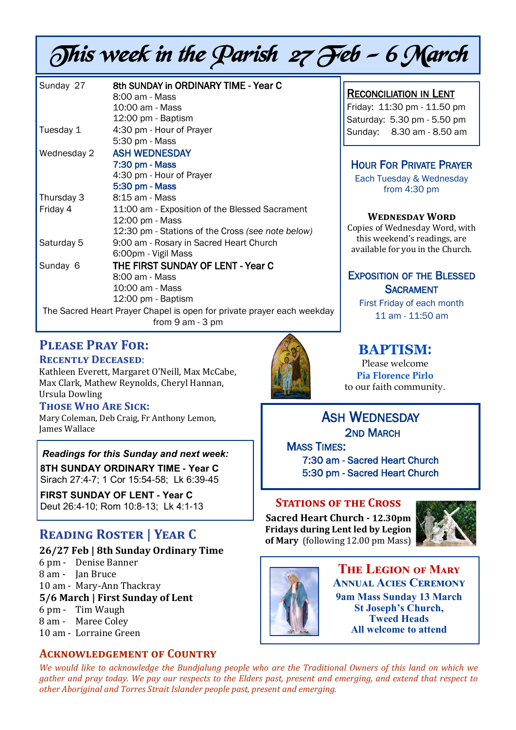# This week in the Parish 27 Feb – 6 March

| | |
|---|---|
| Sunday 27 | 8th SUNDAY in ORDINARY TIME - Year C |
| | 8:00 am - Mass |
| | 10:00 am - Mass |
| | 12:00 pm - Baptism |
| Tuesday 1 | 4:30 pm - Hour of Prayer |
| | 5:30 pm - Mass |
| Wednesday 2 | ASH WEDNESDAY |
| | 7:30 pm - Mass |
| | 4:30 pm - Hour of Prayer |
| | 5:30 pm - Mass |
| Thursday 3 | 8:15 am - Mass |
| Friday 4 | 11:00 am - Exposition of the Blessed Sacrament |
| | 12:00 pm - Mass |
| | 12:30 pm - Stations of the Cross *(see note below)* |
| Saturday 5 | 9:00 am - Rosary in Sacred Heart Church |
| | 6:00pm - Vigil Mass |
| Sunday 6 | THE FIRST SUNDAY OF LENT - Year C |
| | 8:00 am - Mass |
| | 10:00 am - Mass |
| | 12:00 pm - Baptism |

The Sacred Heart Prayer Chapel is open for private prayer each weekday from 9 am - 3 pm

### Reconciliation in Lent

Friday: 11:30 pm - 11.50 pm
Saturday: 5.30 pm - 5.50 pm
Sunday: 8.30 am - 8.50 am

### Hour For Private Prayer

Each Tuesday & Wednesday from 4:30 pm

### Wednesday Word

Copies of Wednesday Word, with this weekend's readings, are available for you in the Church.

### Exposition of the Blessed Sacrament

First Friday of each month
11 am - 11:50 am

## Please Pray For:

### Recently Deceased:

Kathleen Everett, Margaret O'Neill, Max McCabe, Max Clark, Mathew Reynolds, Cheryl Hannan, Ursula Dowling

### Those Who Are Sick:

Mary Coleman, Deb Craig, Fr Anthony Lemon, James Wallace

## BAPTISM:

Please welcome
**Pia Florence Pirlo**
to our faith community.

***Readings for this Sunday and next week:***

**8TH SUNDAY ORDINARY TIME - Year C**
Sirach 27:4-7; 1 Cor 15:54-58; Lk 6:39-45

**FIRST SUNDAY OF LENT - Year C**
Deut 26:4-10; Rom 10:8-13; Lk 4:1-13

## Ash Wednesday

### 2nd March

**Mass Times:**

7:30 am - Sacred Heart Church
5:30 pm - Sacred Heart Church

## Reading Roster | Year C

**26/27 Feb | 8th Sunday Ordinary Time**
6 pm - Denise Banner
8 am - Jan Bruce
10 am - Mary-Ann Thackray

**5/6 March | First Sunday of Lent**
6 pm - Tim Waugh
8 am - Maree Coley
10 am - Lorraine Green

### Stations of the Cross

**Sacred Heart Church - 12.30pm Fridays during Lent led by Legion of Mary** (following 12.00 pm Mass)

### The Legion of Mary
### Annual Acies Ceremony

**9am Mass Sunday 13 March**
**St Joseph's Church, Tweed Heads**
**All welcome to attend**

## Acknowledgement of Country

*We would like to acknowledge the Bundjalung people who are the Traditional Owners of this land on which we gather and pray today. We pay our respects to the Elders past, present and emerging, and extend that respect to other Aboriginal and Torres Strait Islander people past, present and emerging.*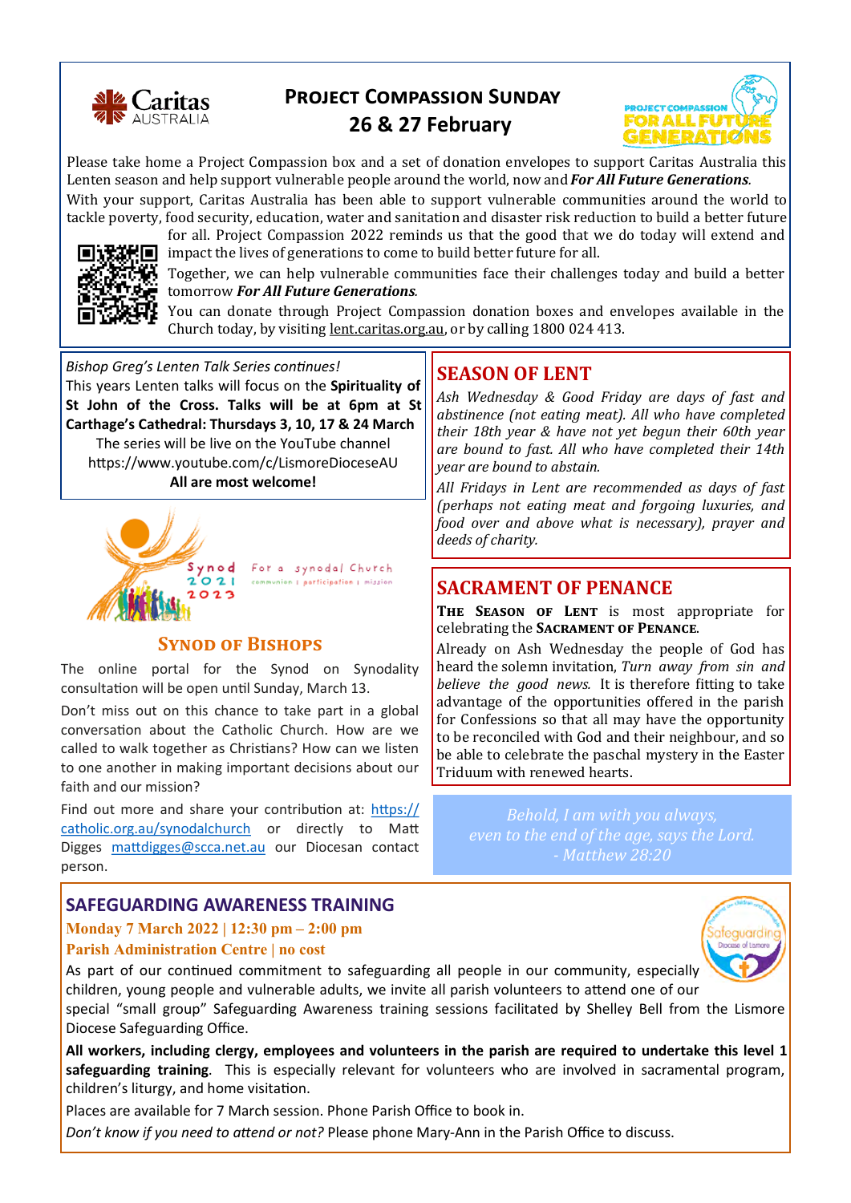## Project Compassion Sunday

**26 & 27 February**

Please take home a Project Compassion box and a set of donation envelopes to support Caritas Australia this Lenten season and help support vulnerable people around the world, now and ***For All Future Generations***.

With your support, Caritas Australia has been able to support vulnerable communities around the world to tackle poverty, food security, education, water and sanitation and disaster risk reduction to build a better future for all. Project Compassion 2022 reminds us that the good that we do today will extend and impact the lives of generations to come to build better future for all.

Together, we can help vulnerable communities face their challenges today and build a better tomorrow ***For All Future Generations***.

You can donate through Project Compassion donation boxes and envelopes available in the Church today, by visiting lent.caritas.org.au, or by calling 1800 024 413.

*Bishop Greg's Lenten Talk Series continues!*

This years Lenten talks will focus on the **Spirituality of St John of the Cross. Talks will be at 6pm at St Carthage's Cathedral: Thursdays 3, 10, 17 & 24 March**

The series will be live on the YouTube channel https://www.youtube.com/c/LismoreDioceseAU

**All are most welcome!**

Synod 2021 2023 — For a synodal Church — communion | participation | mission

## Synod of Bishops

The online portal for the Synod on Synodality consultation will be open until Sunday, March 13.

Don't miss out on this chance to take part in a global conversation about the Catholic Church. How are we called to walk together as Christians? How can we listen to one another in making important decisions about our faith and our mission?

Find out more and share your contribution at: https://catholic.org.au/synodalchurch or directly to Matt Digges mattdigges@scca.net.au our Diocesan contact person.

## SEASON OF LENT

*Ash Wednesday & Good Friday are days of fast and abstinence (not eating meat). All who have completed their 18th year & have not yet begun their 60th year are bound to fast. All who have completed their 14th year are bound to abstain.*

*All Fridays in Lent are recommended as days of fast (perhaps not eating meat and forgoing luxuries, and food over and above what is necessary), prayer and deeds of charity.*

## SACRAMENT OF PENANCE

**The Season of Lent** is most appropriate for celebrating the **Sacrament of Penance**.

Already on Ash Wednesday the people of God has heard the solemn invitation, *Turn away from sin and believe the good news.* It is therefore fitting to take advantage of the opportunities offered in the parish for Confessions so that all may have the opportunity to be reconciled with God and their neighbour, and so be able to celebrate the paschal mystery in the Easter Triduum with renewed hearts.

*Behold, I am with you always,*
*even to the end of the age, says the Lord.*
*- Matthew 28:20*

## SAFEGUARDING AWARENESS TRAINING

**Monday 7 March 2022 | 12:30 pm – 2:00 pm**
**Parish Administration Centre | no cost**

As part of our continued commitment to safeguarding all people in our community, especially children, young people and vulnerable adults, we invite all parish volunteers to attend one of our special "small group" Safeguarding Awareness training sessions facilitated by Shelley Bell from the Lismore Diocese Safeguarding Office.

**All workers, including clergy, employees and volunteers in the parish are required to undertake this level 1 safeguarding training**. This is especially relevant for volunteers who are involved in sacramental program, children's liturgy, and home visitation.

Places are available for 7 March session. Phone Parish Office to book in.

*Don't know if you need to attend or not?* Please phone Mary-Ann in the Parish Office to discuss.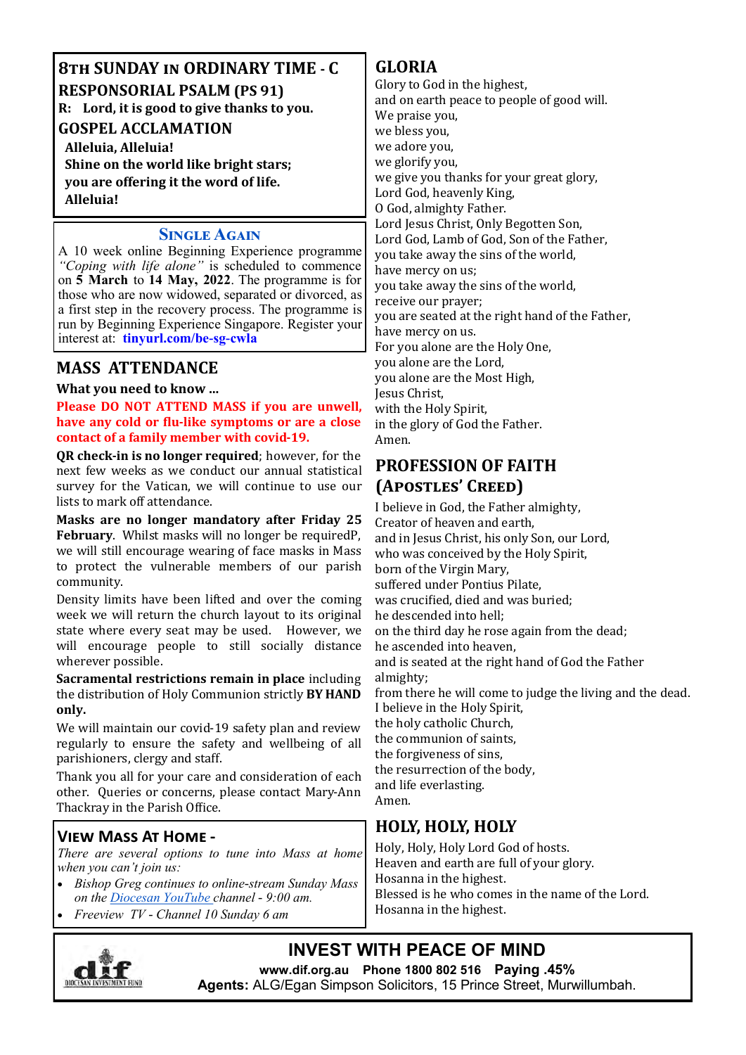## 8TH SUNDAY IN ORDINARY TIME - C

### RESPONSORIAL PSALM (PS 91)

**R: Lord, it is good to give thanks to you.**

### GOSPEL ACCLAMATION

**Alleluia, Alleluia!**
**Shine on the world like bright stars;**
**you are offering it the word of life.**
**Alleluia!**

### SINGLE AGAIN

A 10 week online Beginning Experience programme *"Coping with life alone"* is scheduled to commence on **5 March** to **14 May, 2022**. The programme is for those who are now widowed, separated or divorced, as a first step in the recovery process. The programme is run by Beginning Experience Singapore. Register your interest at: **tinyurl.com/be-sg-cwla**

## MASS ATTENDANCE

**What you need to know ...**

**Please DO NOT ATTEND MASS if you are unwell, have any cold or flu-like symptoms or are a close contact of a family member with covid-19.**

**QR check-in is no longer required**; however, for the next few weeks as we conduct our annual statistical survey for the Vatican, we will continue to use our lists to mark off attendance.

**Masks are no longer mandatory after Friday 25 February**. Whilst masks will no longer be requiredP, we will still encourage wearing of face masks in Mass to protect the vulnerable members of our parish community.

Density limits have been lifted and over the coming week we will return the church layout to its original state where every seat may be used. However, we will encourage people to still socially distance wherever possible.

**Sacramental restrictions remain in place** including the distribution of Holy Communion strictly **BY HAND only.**

We will maintain our covid-19 safety plan and review regularly to ensure the safety and wellbeing of all parishioners, clergy and staff.

Thank you all for your care and consideration of each other. Queries or concerns, please contact Mary-Ann Thackray in the Parish Office.

### VIEW MASS AT HOME -

*There are several options to tune into Mass at home when you can't join us:*

- *Bishop Greg continues to online-stream Sunday Mass on the Diocesan YouTube channel - 9:00 am.*
- *Freeview TV - Channel 10 Sunday 6 am*

## GLORIA

Glory to God in the highest,
and on earth peace to people of good will.
We praise you,
we bless you,
we adore you,
we glorify you,
we give you thanks for your great glory,
Lord God, heavenly King,
O God, almighty Father.
Lord Jesus Christ, Only Begotten Son,
Lord God, Lamb of God, Son of the Father,
you take away the sins of the world,
have mercy on us;
you take away the sins of the world,
receive our prayer;
you are seated at the right hand of the Father,
have mercy on us.
For you alone are the Holy One,
you alone are the Lord,
you alone are the Most High,
Jesus Christ,
with the Holy Spirit,
in the glory of God the Father.
Amen.

## PROFESSION OF FAITH (APOSTLES' CREED)

I believe in God, the Father almighty,
Creator of heaven and earth,
and in Jesus Christ, his only Son, our Lord,
who was conceived by the Holy Spirit,
born of the Virgin Mary,
suffered under Pontius Pilate,
was crucified, died and was buried;
he descended into hell;
on the third day he rose again from the dead;
he ascended into heaven,
and is seated at the right hand of God the Father almighty;
from there he will come to judge the living and the dead.
I believe in the Holy Spirit,
the holy catholic Church,
the communion of saints,
the forgiveness of sins,
the resurrection of the body,
and life everlasting.
Amen.

## HOLY, HOLY, HOLY

Holy, Holy, Holy Lord God of hosts.
Heaven and earth are full of your glory.
Hosanna in the highest.
Blessed is he who comes in the name of the Lord.
Hosanna in the highest.

## INVEST WITH PEACE OF MIND

dif DIOCESAN INVESTMENT FUND

**www.dif.org.au Phone 1800 802 516 Paying .45%**
**Agents:** ALG/Egan Simpson Solicitors, 15 Prince Street, Murwillumbah.